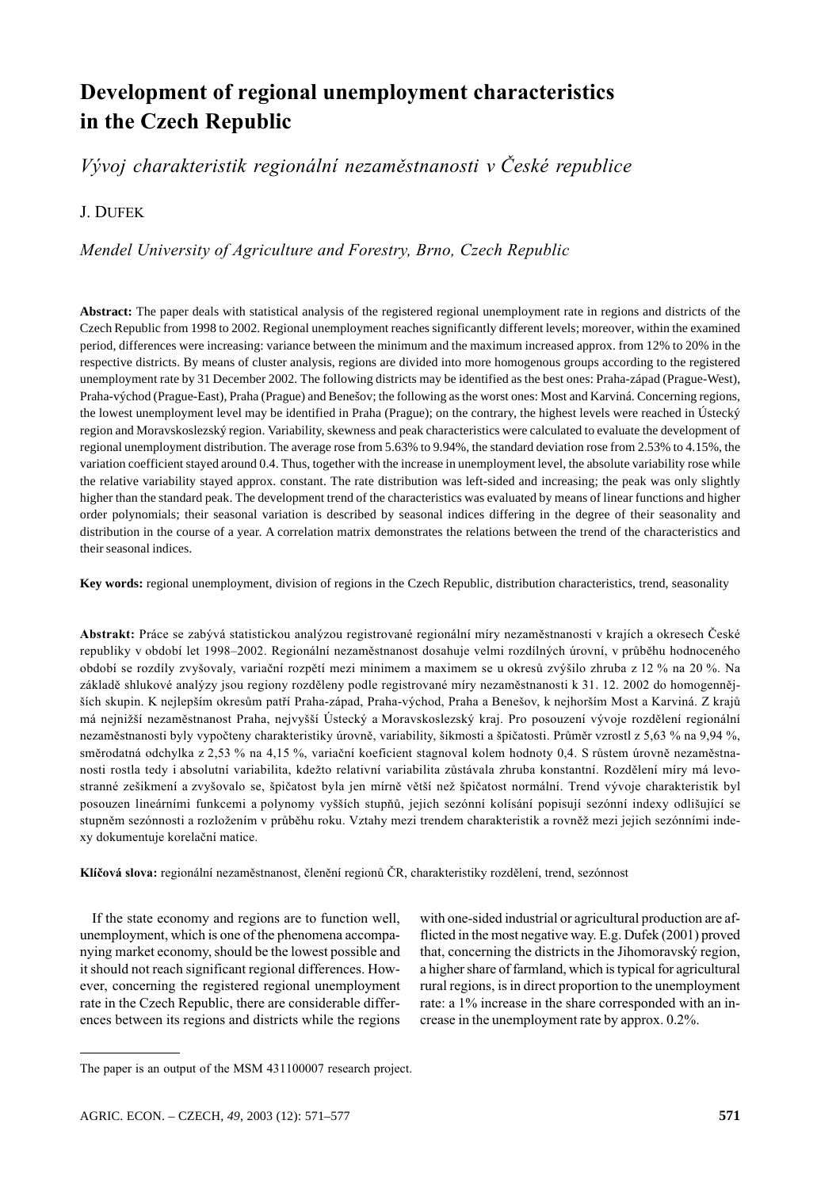# Development of regional unemployment characteristics in the Czech Republic

*Vývoj charakteristik regionální nezaměstnanosti v České republice*

J. Dufek

*Mendel University of Agriculture and Forestry, Brno, Czech Republic*

**Abstract:** The paper deals with statistical analysis of the registered regional unemployment rate in regions and districts of the Czech Republic from 1998 to 2002. Regional unemployment reaches significantly different levels; moreover, within the examined period, differences were increasing: variance between the minimum and the maximum increased approx. from 12% to 20% in the respective districts. By means of cluster analysis, regions are divided into more homogenous groups according to the registered unemployment rate by 31 December 2002. The following districts may be identified as the best ones: Praha-západ (Prague-West), Praha-východ (Prague-East), Praha (Prague) and Benešov; the following as the worst ones: Most and Karviná. Concerning regions, the lowest unemployment level may be identified in Praha (Prague); on the contrary, the highest levels were reached in Ústecký region and Moravskoslezský region. Variability, skewness and peak characteristics were calculated to evaluate the development of regional unemployment distribution. The average rose from 5.63% to 9.94%, the standard deviation rose from 2.53% to 4.15%, the variation coefficient stayed around 0.4. Thus, together with the increase in unemployment level, the absolute variability rose while the relative variability stayed approx. constant. The rate distribution was left-sided and increasing; the peak was only slightly higher than the standard peak. The development trend of the characteristics was evaluated by means of linear functions and higher order polynomials; their seasonal variation is described by seasonal indices differing in the degree of their seasonality and distribution in the course of a year. A correlation matrix demonstrates the relations between the trend of the characteristics and their seasonal indices.

**Key words:** regional unemployment, division of regions in the Czech Republic, distribution characteristics, trend, seasonality

**Abstrakt:** Práce se zabývá statistickou analýzou registrované regionální míry nezaměstnanosti v krajích a okresech České republiky v období let 1998–2002. Regionální nezaměstnanost dosahuje velmi rozdílných úrovní, v průběhu hodnoceného období se rozdíly zvyšovaly, variační rozpětí mezi minimem a maximem se u okresů zvýšilo zhruba z 12 % na 20 %. Na základě shlukové analýzy jsou regiony rozděleny podle registrované míry nezaměstnanosti k 31. 12. 2002 do homogennějších skupin. K nejlepším okresům patří Praha-západ, Praha-východ, Praha a Benešov, k nejhorším Most a Karviná. Z krajů má nejnižší nezaměstnanost Praha, nejvyšší Ústecký a Moravskoslezský kraj. Pro posouzení vývoje rozdělení regionální nezaměstnanosti byly vypočteny charakteristiky úrovně, variability, šikmosti a špičatosti. Průměr vzrostl z 5,63 % na 9,94 %, směrodatná odchylka z 2,53 % na 4,15 %, variační koeficient stagnoval kolem hodnoty 0,4. S růstem úrovně nezaměstnanosti rostla tedy i absolutní variabilita, kdežto relativní variabilita zůstávala zhruba konstantní. Rozdělení míry má levostranné zešikmení a zvyšovalo se, špičatost byla jen mírně větší než špičatost normální. Trend vývoje charakteristik byl posouzen lineárními funkcemi a polynomy vyšších stupňů, jejich sezónní kolísání popisují sezónní indexy odlišující se stupněm sezónnosti a rozložením v průběhu roku. Vztahy mezi trendem charakteristik a rovněž mezi jejich sezónními indexy dokumentuje korelační matice.

**Klíčová slova:** regionální nezaměstnanost, členění regionů ČR, charakteristiky rozdělení, trend, sezónnost

If the state economy and regions are to function well, unemployment, which is one of the phenomena accompanying market economy, should be the lowest possible and it should not reach significant regional differences. However, concerning the registered regional unemployment rate in the Czech Republic, there are considerable differences between its regions and districts while the regions with one-sided industrial or agricultural production are afflicted in the most negative way. E.g. Dufek (2001) proved that, concerning the districts in the Jihomoravský region, a higher share of farmland, which is typical for agricultural rural regions, is in direct proportion to the unemployment rate: a 1% increase in the share corresponded with an increase in the unemployment rate by approx. 0.2%.

The paper is an output of the MSM 431100007 research project.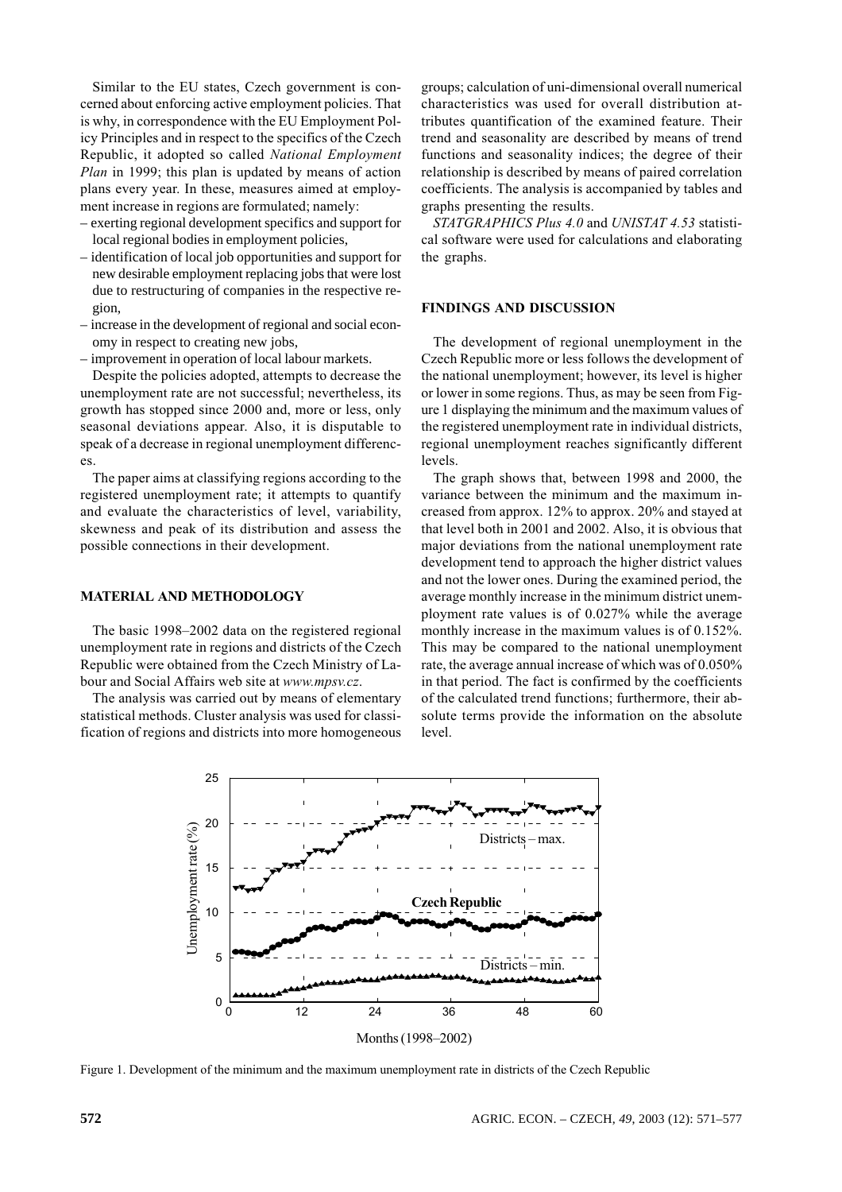Similar to the EU states, Czech government is concerned about enforcing active employment policies. That is why, in correspondence with the EU Employment Policy Principles and in respect to the specifics of the Czech Republic, it adopted so called *National Employment Plan* in 1999; this plan is updated by means of action plans every year. In these, measures aimed at employment increase in regions are formulated; namely:

– exerting regional development specifics and support for local regional bodies in employment policies,
– identification of local job opportunities and support for new desirable employment replacing jobs that were lost due to restructuring of companies in the respective region,
– increase in the development of regional and social economy in respect to creating new jobs,
– improvement in operation of local labour markets.

Despite the policies adopted, attempts to decrease the unemployment rate are not successful; nevertheless, its growth has stopped since 2000 and, more or less, only seasonal deviations appear. Also, it is disputable to speak of a decrease in regional unemployment differences.

The paper aims at classifying regions according to the registered unemployment rate; it attempts to quantify and evaluate the characteristics of level, variability, skewness and peak of its distribution and assess the possible connections in their development.

## MATERIAL AND METHODOLOGY

The basic 1998–2002 data on the registered regional unemployment rate in regions and districts of the Czech Republic were obtained from the Czech Ministry of Labour and Social Affairs web site at *www.mpsv.cz*.

The analysis was carried out by means of elementary statistical methods. Cluster analysis was used for classification of regions and districts into more homogeneous groups; calculation of uni-dimensional overall numerical characteristics was used for overall distribution attributes quantification of the examined feature. Their trend and seasonality are described by means of trend functions and seasonality indices; the degree of their relationship is described by means of paired correlation coefficients. The analysis is accompanied by tables and graphs presenting the results.

*STATGRAPHICS Plus 4.0* and *UNISTAT 4.53* statistical software were used for calculations and elaborating the graphs.

## FINDINGS AND DISCUSSION

The development of regional unemployment in the Czech Republic more or less follows the development of the national unemployment; however, its level is higher or lower in some regions. Thus, as may be seen from Figure 1 displaying the minimum and the maximum values of the registered unemployment rate in individual districts, regional unemployment reaches significantly different levels.

The graph shows that, between 1998 and 2000, the variance between the minimum and the maximum increased from approx. 12% to approx. 20% and stayed at that level both in 2001 and 2002. Also, it is obvious that major deviations from the national unemployment rate development tend to approach the higher district values and not the lower ones. During the examined period, the average monthly increase in the minimum district unemployment rate values is of 0.027% while the average monthly increase in the maximum values is of 0.152%. This may be compared to the national unemployment rate, the average annual increase of which was of 0.050% in that period. The fact is confirmed by the coefficients of the calculated trend functions; furthermore, their absolute terms provide the information on the absolute level.

Figure 1. Development of the minimum and the maximum unemployment rate in districts of the Czech Republic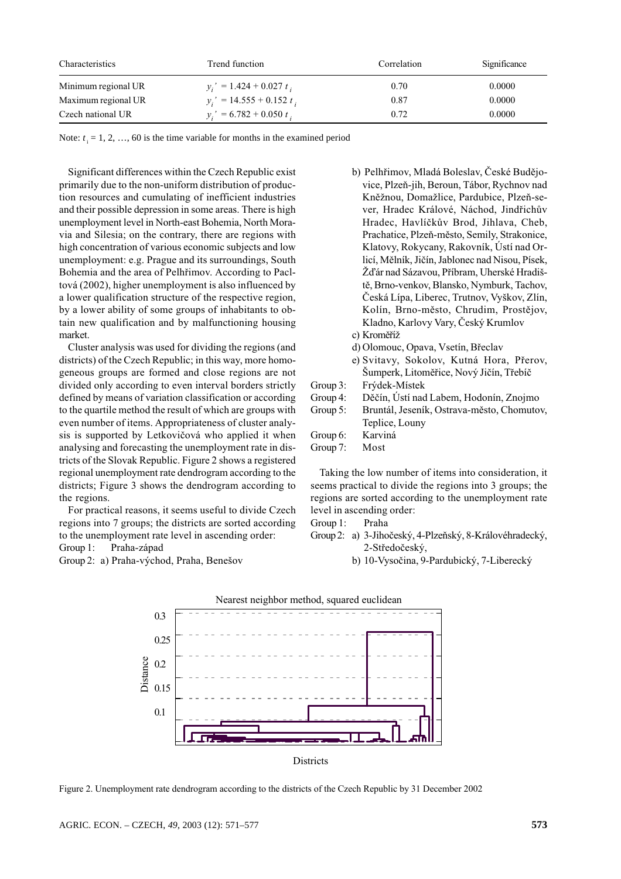| Characteristics | Trend function | Correlation | Significance |
|---|---|---|---|
| Minimum regional UR | $y_i' = 1.424 + 0.027\ t_i$ | 0.70 | 0.0000 |
| Maximum regional UR | $y_i' = 14.555 + 0.152\ t_i$ | 0.87 | 0.0000 |
| Czech national UR | $y_i' = 6.782 + 0.050\ t_i$ | 0.72 | 0.0000 |

Note: $t_i = 1, 2, \ldots, 60$ is the time variable for months in the examined period

Significant differences within the Czech Republic exist primarily due to the non-uniform distribution of production resources and cumulating of inefficient industries and their possible depression in some areas. There is high unemployment level in North-east Bohemia, North Moravia and Silesia; on the contrary, there are regions with high concentration of various economic subjects and low unemployment: e.g. Prague and its surroundings, South Bohemia and the area of Pelhřimov. According to Pacltová (2002), higher unemployment is also influenced by a lower qualification structure of the respective region, by a lower ability of some groups of inhabitants to obtain new qualification and by malfunctioning housing market.

Cluster analysis was used for dividing the regions (and districts) of the Czech Republic; in this way, more homogeneous groups are formed and close regions are not divided only according to even interval borders strictly defined by means of variation classification or according to the quartile method the result of which are groups with even number of items. Appropriateness of cluster analysis is supported by Letkovičová who applied it when analysing and forecasting the unemployment rate in districts of the Slovak Republic. Figure 2 shows a registered regional unemployment rate dendrogram according to the districts; Figure 3 shows the dendrogram according to the regions.

For practical reasons, it seems useful to divide Czech regions into 7 groups; the districts are sorted according to the unemployment rate level in ascending order:

Group 1: Praha-západ

Group 2:
- a) Praha-východ, Praha, Benešov
- b) Pelhřimov, Mladá Boleslav, České Budějovice, Plzeň-jih, Beroun, Tábor, Rychnov nad Kněžnou, Domažlice, Pardubice, Plzeň-sever, Hradec Králové, Náchod, Jindřichův Hradec, Havlíčkův Brod, Jihlava, Cheb, Prachatice, Plzeň-město, Semily, Strakonice, Klatovy, Rokycany, Rakovník, Ústí nad Orlicí, Mělník, Jičín, Jablonec nad Nisou, Písek, Žďár nad Sázavou, Příbram, Uherské Hradiště, Brno-venkov, Blansko, Nymburk, Tachov, Česká Lípa, Liberec, Trutnov, Vyškov, Zlín, Kolín, Brno-město, Chrudim, Prostějov, Kladno, Karlovy Vary, Český Krumlov
- c) Kroměříž
- d) Olomouc, Opava, Vsetín, Břeclav
- e) Svitavy, Sokolov, Kutná Hora, Přerov, Šumperk, Litoměřice, Nový Jičín, Třebíč

Group 3: Frýdek-Místek

Group 4: Děčín, Ústí nad Labem, Hodonín, Znojmo

Group 5: Bruntál, Jeseník, Ostrava-město, Chomutov, Teplice, Louny

Group 6: Karviná

Group 7: Most

Taking the low number of items into consideration, it seems practical to divide the regions into 3 groups; the regions are sorted according to the unemployment rate level in ascending order:

Group 1: Praha

Group 2:
- a) 3-Jihočeský, 4-Plzeňský, 8-Královéhradecký, 2-Středočeský,
- b) 10-Vysočina, 9-Pardubický, 7-Liberecký

Figure 2. Unemployment rate dendrogram according to the districts of the Czech Republic by 31 December 2002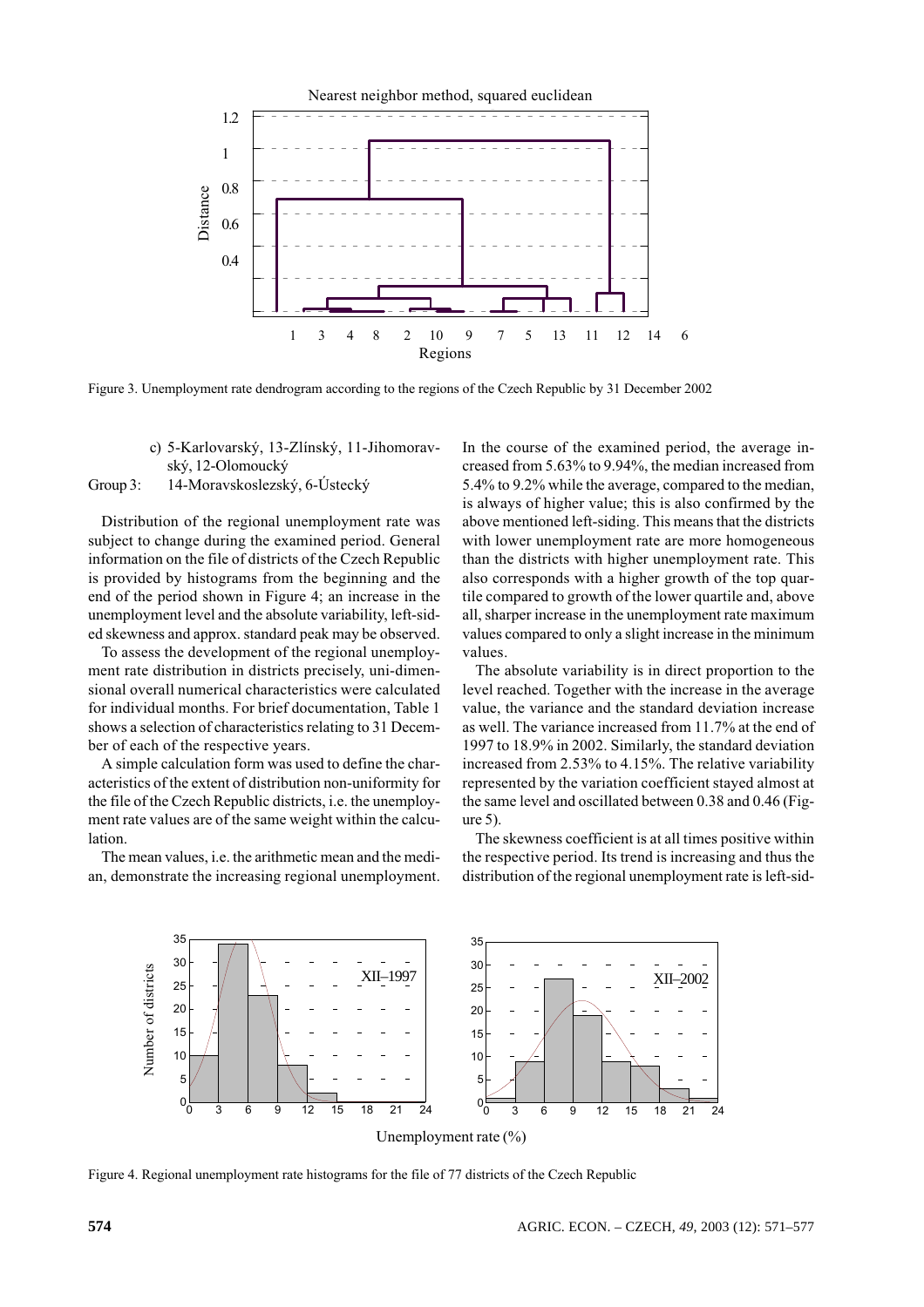Figure 3. Unemployment rate dendrogram according to the regions of the Czech Republic by 31 December 2002

c) 5-Karlovarský, 13-Zlínský, 11-Jihomoravský, 12-Olomoucký

Group 3: 14-Moravskoslezský, 6-Ústecký

Distribution of the regional unemployment rate was subject to change during the examined period. General information on the file of districts of the Czech Republic is provided by histograms from the beginning and the end of the period shown in Figure 4; an increase in the unemployment level and the absolute variability, left-sided skewness and approx. standard peak may be observed.

To assess the development of the regional unemployment rate distribution in districts precisely, uni-dimensional overall numerical characteristics were calculated for individual months. For brief documentation, Table 1 shows a selection of characteristics relating to 31 December of each of the respective years.

A simple calculation form was used to define the characteristics of the extent of distribution non-uniformity for the file of the Czech Republic districts, i.e. the unemployment rate values are of the same weight within the calculation.

The mean values, i.e. the arithmetic mean and the median, demonstrate the increasing regional unemployment. In the course of the examined period, the average increased from 5.63% to 9.94%, the median increased from 5.4% to 9.2% while the average, compared to the median, is always of higher value; this is also confirmed by the above mentioned left-siding. This means that the districts with lower unemployment rate are more homogeneous than the districts with higher unemployment rate. This also corresponds with a higher growth of the top quartile compared to growth of the lower quartile and, above all, sharper increase in the unemployment rate maximum values compared to only a slight increase in the minimum values.

The absolute variability is in direct proportion to the level reached. Together with the increase in the average value, the variance and the standard deviation increase as well. The variance increased from 11.7% at the end of 1997 to 18.9% in 2002. Similarly, the standard deviation increased from 2.53% to 4.15%. The relative variability represented by the variation coefficient stayed almost at the same level and oscillated between 0.38 and 0.46 (Figure 5).

The skewness coefficient is at all times positive within the respective period. Its trend is increasing and thus the distribution of the regional unemployment rate is left-sid-

Figure 4. Regional unemployment rate histograms for the file of 77 districts of the Czech Republic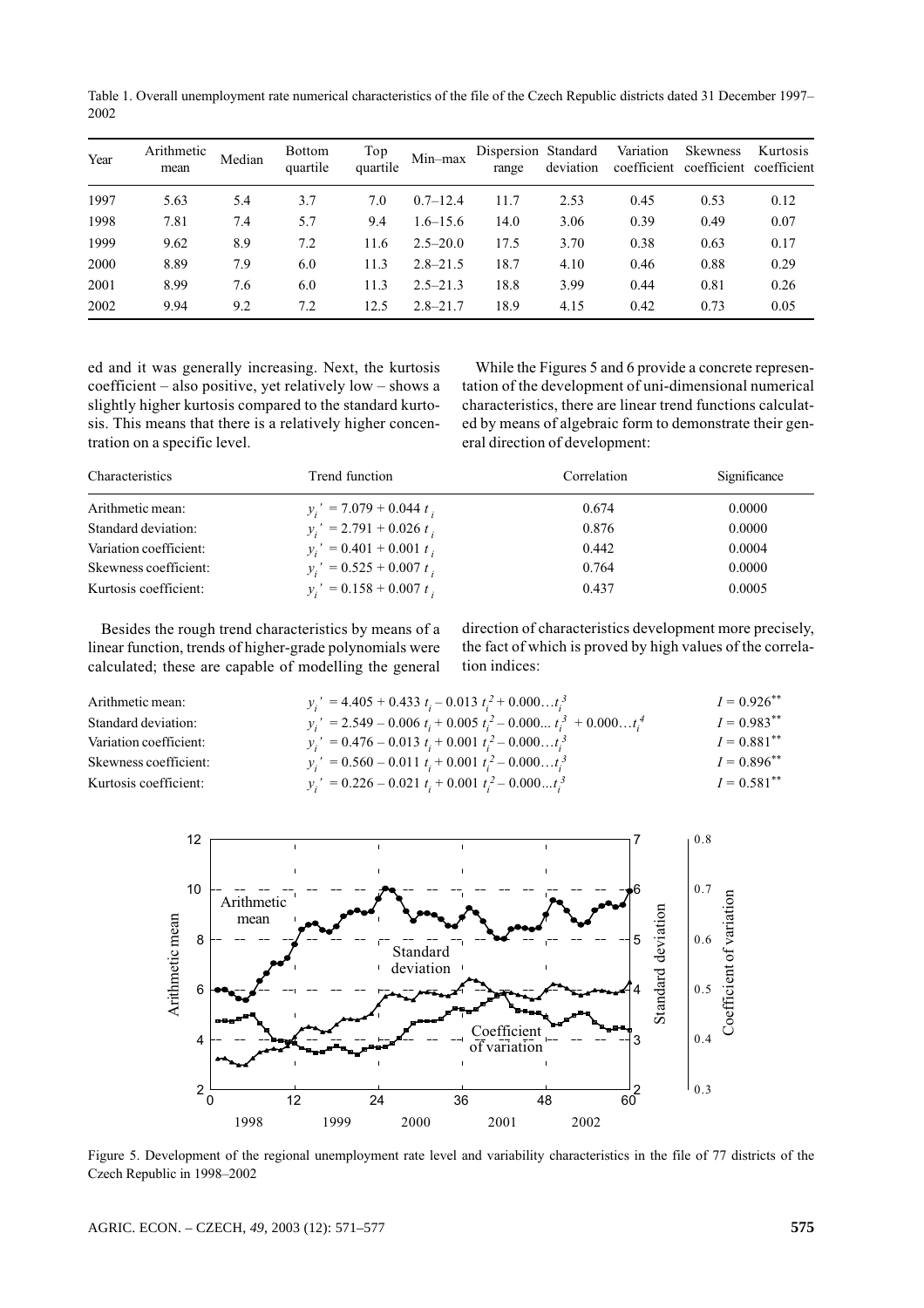Table 1. Overall unemployment rate numerical characteristics of the file of the Czech Republic districts dated 31 December 1997–2002

| Year | Arithmetic mean | Median | Bottom quartile | Top quartile | Min–max | Dispersion range | Standard deviation | Variation coefficient | Skewness coefficient | Kurtosis coefficient |
|---|---|---|---|---|---|---|---|---|---|---|
| 1997 | 5.63 | 5.4 | 3.7 | 7.0 | 0.7–12.4 | 11.7 | 2.53 | 0.45 | 0.53 | 0.12 |
| 1998 | 7.81 | 7.4 | 5.7 | 9.4 | 1.6–15.6 | 14.0 | 3.06 | 0.39 | 0.49 | 0.07 |
| 1999 | 9.62 | 8.9 | 7.2 | 11.6 | 2.5–20.0 | 17.5 | 3.70 | 0.38 | 0.63 | 0.17 |
| 2000 | 8.89 | 7.9 | 6.0 | 11.3 | 2.8–21.5 | 18.7 | 4.10 | 0.46 | 0.88 | 0.29 |
| 2001 | 8.99 | 7.6 | 6.0 | 11.3 | 2.5–21.3 | 18.8 | 3.99 | 0.44 | 0.81 | 0.26 |
| 2002 | 9.94 | 9.2 | 7.2 | 12.5 | 2.8–21.7 | 18.9 | 4.15 | 0.42 | 0.73 | 0.05 |

ed and it was generally increasing. Next, the kurtosis coefficient – also positive, yet relatively low – shows a slightly higher kurtosis compared to the standard kurtosis. This means that there is a relatively higher concentration on a specific level.

While the Figures 5 and 6 provide a concrete representation of the development of uni-dimensional numerical characteristics, there are linear trend functions calculated by means of algebraic form to demonstrate their general direction of development:

| Characteristics | Trend function | Correlation | Significance |
|---|---|---|---|
| Arithmetic mean: | $y_i' = 7.079 + 0.044\, t_i$ | 0.674 | 0.0000 |
| Standard deviation: | $y_i' = 2.791 + 0.026\, t_i$ | 0.876 | 0.0000 |
| Variation coefficient: | $y_i' = 0.401 + 0.001\, t_i$ | 0.442 | 0.0004 |
| Skewness coefficient: | $y_i' = 0.525 + 0.007\, t_i$ | 0.764 | 0.0000 |
| Kurtosis coefficient: | $y_i' = 0.158 + 0.007\, t_i$ | 0.437 | 0.0005 |

Besides the rough trend characteristics by means of a linear function, trends of higher-grade polynomials were calculated; these are capable of modelling the general direction of characteristics development more precisely, the fact of which is proved by high values of the correlation indices:

| | | |
|---|---|---|
| Arithmetic mean: | $y_i' = 4.405 + 0.433\, t_i - 0.013\, t_i^2 + 0.000 \ldots t_i^3$ | $I = 0.926^{**}$ |
| Standard deviation: | $y_i' = 2.549 - 0.006\, t_i + 0.005\, t_i^2 - 0.000 \ldots t_i^3 + 0.000 \ldots t_i^4$ | $I = 0.983^{**}$ |
| Variation coefficient: | $y_i' = 0.476 - 0.013\, t_i + 0.001\, t_i^2 - 0.000 \ldots t_i^3$ | $I = 0.881^{**}$ |
| Skewness coefficient: | $y_i' = 0.560 - 0.011\, t_i + 0.001\, t_i^2 - 0.000 \ldots t_i^3$ | $I = 0.896^{**}$ |
| Kurtosis coefficient: | $y_i' = 0.226 - 0.021\, t_i + 0.001\, t_i^2 - 0.000 \ldots t_i^3$ | $I = 0.581^{**}$ |

Figure 5. Development of the regional unemployment rate level and variability characteristics in the file of 77 districts of the Czech Republic in 1998–2002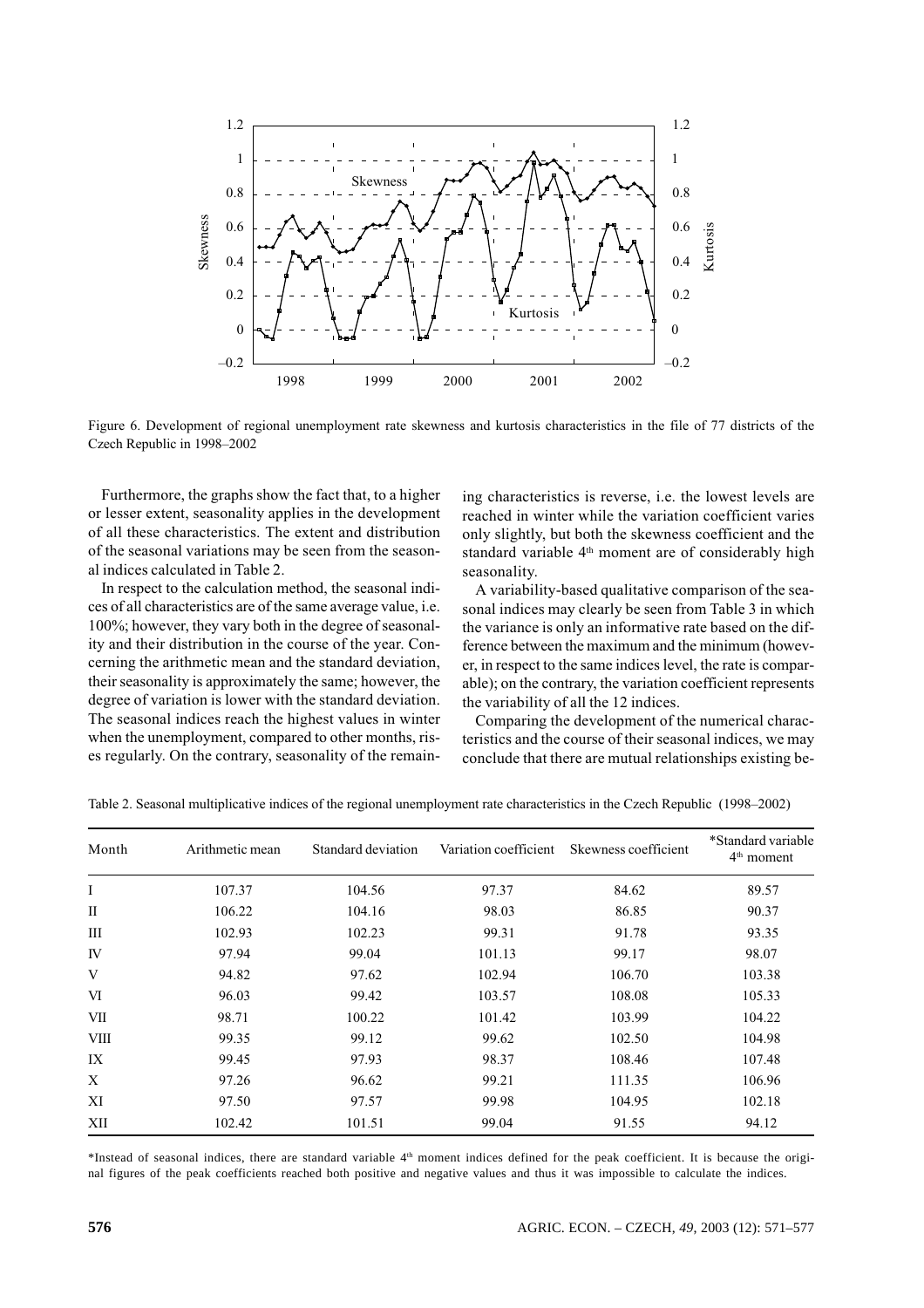Figure 6. Development of regional unemployment rate skewness and kurtosis characteristics in the file of 77 districts of the Czech Republic in 1998–2002

Furthermore, the graphs show the fact that, to a higher or lesser extent, seasonality applies in the development of all these characteristics. The extent and distribution of the seasonal variations may be seen from the seasonal indices calculated in Table 2.

In respect to the calculation method, the seasonal indices of all characteristics are of the same average value, i.e. 100%; however, they vary both in the degree of seasonality and their distribution in the course of the year. Concerning the arithmetic mean and the standard deviation, their seasonality is approximately the same; however, the degree of variation is lower with the standard deviation. The seasonal indices reach the highest values in winter when the unemployment, compared to other months, rises regularly. On the contrary, seasonality of the remaining characteristics is reverse, i.e. the lowest levels are reached in winter while the variation coefficient varies only slightly, but both the skewness coefficient and the standard variable 4th moment are of considerably high seasonality.

A variability-based qualitative comparison of the seasonal indices may clearly be seen from Table 3 in which the variance is only an informative rate based on the difference between the maximum and the minimum (however, in respect to the same indices level, the rate is comparable); on the contrary, the variation coefficient represents the variability of all the 12 indices.

Comparing the development of the numerical characteristics and the course of their seasonal indices, we may conclude that there are mutual relationships existing be-

Table 2. Seasonal multiplicative indices of the regional unemployment rate characteristics in the Czech Republic (1998–2002)

| Month | Arithmetic mean | Standard deviation | Variation coefficient | Skewness coefficient | *Standard variable 4th moment |
|---|---|---|---|---|---|
| I | 107.37 | 104.56 | 97.37 | 84.62 | 89.57 |
| II | 106.22 | 104.16 | 98.03 | 86.85 | 90.37 |
| III | 102.93 | 102.23 | 99.31 | 91.78 | 93.35 |
| IV | 97.94 | 99.04 | 101.13 | 99.17 | 98.07 |
| V | 94.82 | 97.62 | 102.94 | 106.70 | 103.38 |
| VI | 96.03 | 99.42 | 103.57 | 108.08 | 105.33 |
| VII | 98.71 | 100.22 | 101.42 | 103.99 | 104.22 |
| VIII | 99.35 | 99.12 | 99.62 | 102.50 | 104.98 |
| IX | 99.45 | 97.93 | 98.37 | 108.46 | 107.48 |
| X | 97.26 | 96.62 | 99.21 | 111.35 | 106.96 |
| XI | 97.50 | 97.57 | 99.98 | 104.95 | 102.18 |
| XII | 102.42 | 101.51 | 99.04 | 91.55 | 94.12 |

*Instead of seasonal indices, there are standard variable 4th moment indices defined for the peak coefficient. It is because the original figures of the peak coefficients reached both positive and negative values and thus it was impossible to calculate the indices.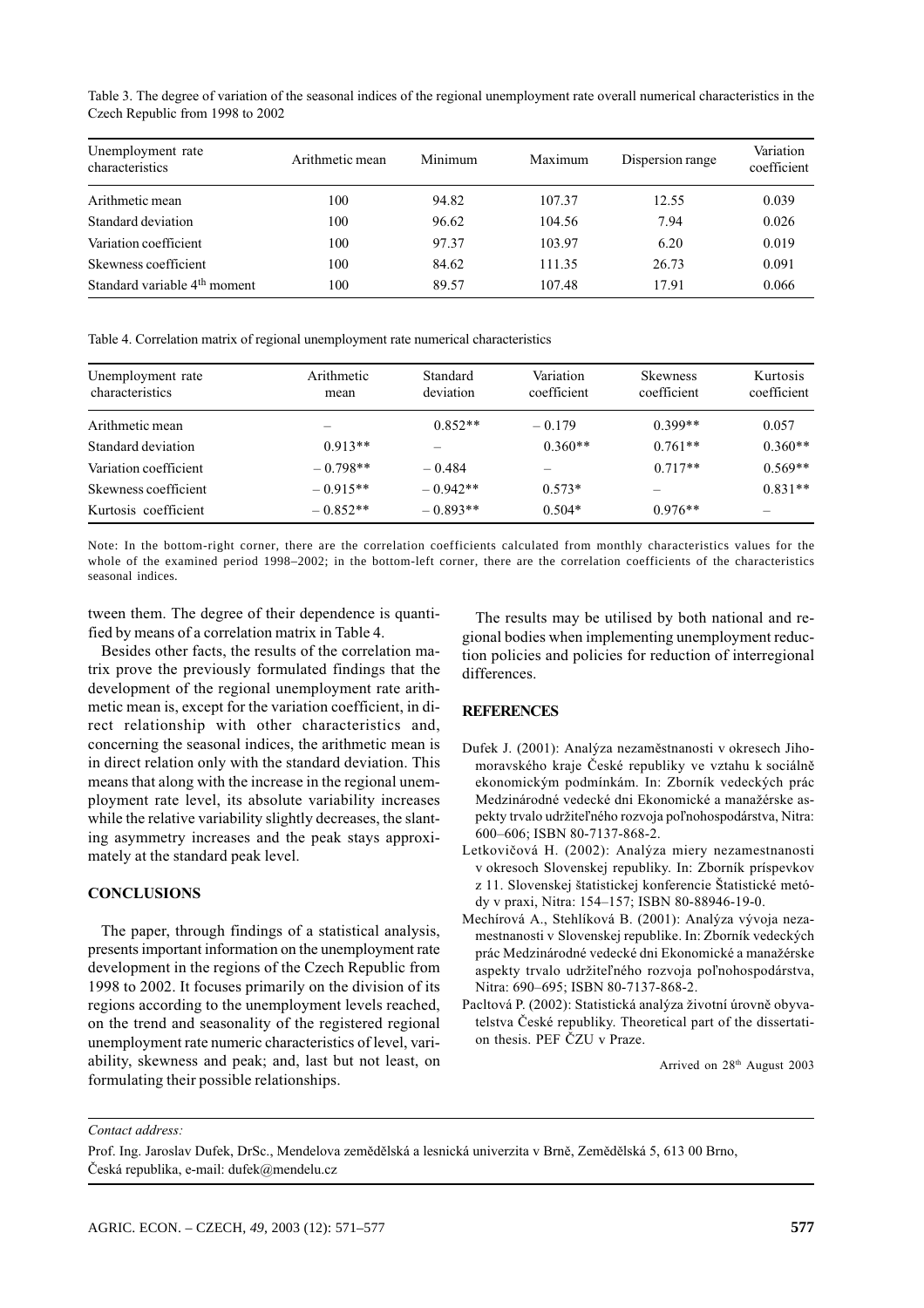Table 3. The degree of variation of the seasonal indices of the regional unemployment rate overall numerical characteristics in the Czech Republic from 1998 to 2002

| Unemployment rate characteristics | Arithmetic mean | Minimum | Maximum | Dispersion range | Variation coefficient |
|---|---|---|---|---|---|
| Arithmetic mean | 100 | 94.82 | 107.37 | 12.55 | 0.039 |
| Standard deviation | 100 | 96.62 | 104.56 | 7.94 | 0.026 |
| Variation coefficient | 100 | 97.37 | 103.97 | 6.20 | 0.019 |
| Skewness coefficient | 100 | 84.62 | 111.35 | 26.73 | 0.091 |
| Standard variable 4th moment | 100 | 89.57 | 107.48 | 17.91 | 0.066 |

Table 4. Correlation matrix of regional unemployment rate numerical characteristics

| Unemployment rate characteristics | Arithmetic mean | Standard deviation | Variation coefficient | Skewness coefficient | Kurtosis coefficient |
|---|---|---|---|---|---|
| Arithmetic mean | – | 0.852** | – 0.179 | 0.399** | 0.057 |
| Standard deviation | 0.913** | – | 0.360** | 0.761** | 0.360** |
| Variation coefficient | – 0.798** | – 0.484 | – | 0.717** | 0.569** |
| Skewness coefficient | – 0.915** | – 0.942** | 0.573* | – | 0.831** |
| Kurtosis coefficient | – 0.852** | – 0.893** | 0.504* | 0.976** | – |

Note: In the bottom-right corner, there are the correlation coefficients calculated from monthly characteristics values for the whole of the examined period 1998–2002; in the bottom-left corner, there are the correlation coefficients of the characteristics seasonal indices.

tween them. The degree of their dependence is quantified by means of a correlation matrix in Table 4.

Besides other facts, the results of the correlation matrix prove the previously formulated findings that the development of the regional unemployment rate arithmetic mean is, except for the variation coefficient, in direct relationship with other characteristics and, concerning the seasonal indices, the arithmetic mean is in direct relation only with the standard deviation. This means that along with the increase in the regional unemployment rate level, its absolute variability increases while the relative variability slightly decreases, the slanting asymmetry increases and the peak stays approximately at the standard peak level.

## CONCLUSIONS

The paper, through findings of a statistical analysis, presents important information on the unemployment rate development in the regions of the Czech Republic from 1998 to 2002. It focuses primarily on the division of its regions according to the unemployment levels reached, on the trend and seasonality of the registered regional unemployment rate numeric characteristics of level, variability, skewness and peak; and, last but not least, on formulating their possible relationships.

The results may be utilised by both national and regional bodies when implementing unemployment reduction policies and policies for reduction of interregional differences.

## REFERENCES

Dufek J. (2001): Analýza nezaměstnanosti v okresech Jihomoravského kraje České republiky ve vztahu k sociálně ekonomickým podmínkám. In: Zborník vedeckých prác Medzinárodné vedecké dni Ekonomické a manažérske aspekty trvalo udržiteľného rozvoja poľnohospodárstva, Nitra: 600–606; ISBN 80-7137-868-2.

Letkovičová H. (2002): Analýza miery nezamestnanosti v okresoch Slovenskej republiky. In: Zborník príspevkov z 11. Slovenskej štatistickej konferencie Štatistické metódy v praxi, Nitra: 154–157; ISBN 80-88946-19-0.

Mechírová A., Stehlíková B. (2001): Analýza vývoja nezamestnanosti v Slovenskej republike. In: Zborník vedeckých prác Medzinárodné vedecké dni Ekonomické a manažérske aspekty trvalo udržiteľného rozvoja poľnohospodárstva, Nitra: 690–695; ISBN 80-7137-868-2.

Pacltová P. (2002): Statistická analýza životní úrovně obyvatelstva České republiky. Theoretical part of the dissertation thesis. PEF ČZU v Praze.

Arrived on 28th August 2003

*Contact address:*

Prof. Ing. Jaroslav Dufek, DrSc., Mendelova zemědělská a lesnická univerzita v Brně, Zemědělská 5, 613 00 Brno, Česká republika, e-mail: dufek@mendelu.cz